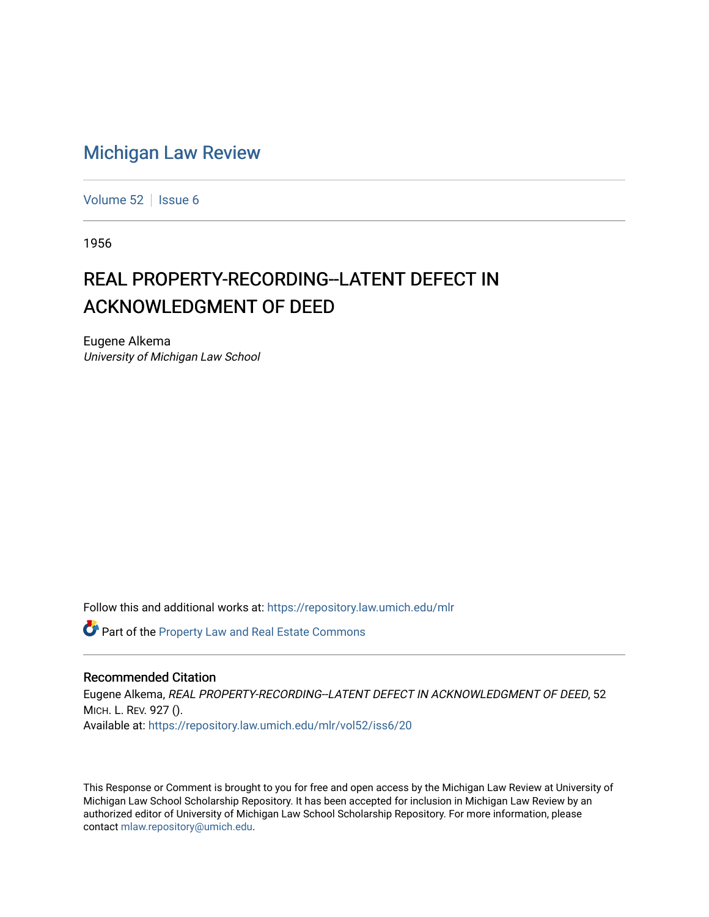# Michigan Law Review

Volume 52 | Issue 6

1956

## REAL PROPERTY-RECORDING--LATENT DEFECT IN ACKNOWLEDGMENT OF DEED

Eugene Alkema
*University of Michigan Law School*

Follow this and additional works at: https://repository.law.umich.edu/mlr

Part of the Property Law and Real Estate Commons

### Recommended Citation

Eugene Alkema, *REAL PROPERTY-RECORDING--LATENT DEFECT IN ACKNOWLEDGMENT OF DEED*, 52 MICH. L. REV. 927 ().
Available at: https://repository.law.umich.edu/mlr/vol52/iss6/20

This Response or Comment is brought to you for free and open access by the Michigan Law Review at University of Michigan Law School Scholarship Repository. It has been accepted for inclusion in Michigan Law Review by an authorized editor of University of Michigan Law School Scholarship Repository. For more information, please contact mlaw.repository@umich.edu.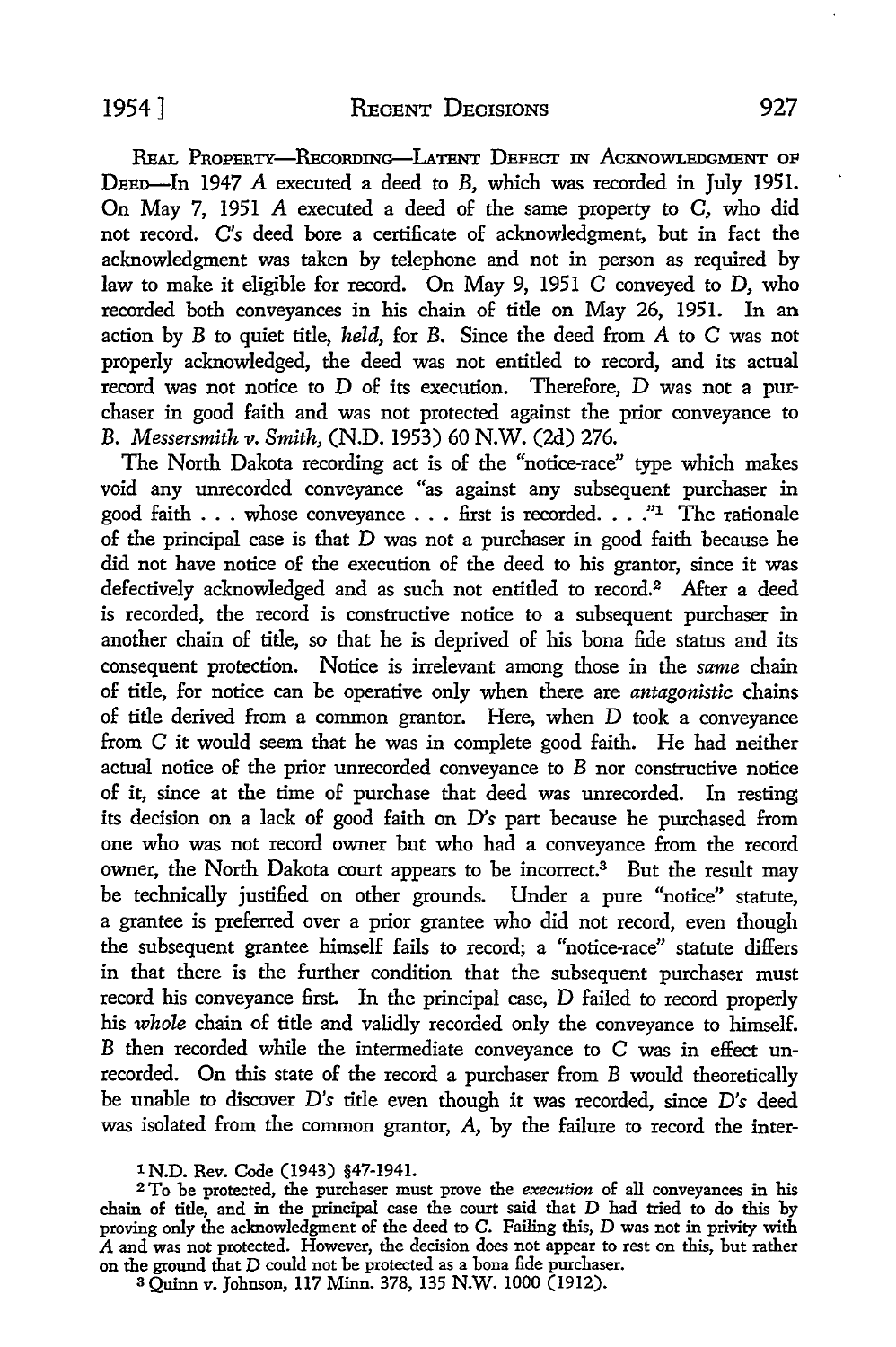REAL PROPERTY—RECORDING—LATENT DEFECT IN ACKNOWLEDGMENT OF DEED—In 1947 *A* executed a deed to *B*, which was recorded in July 1951. On May 7, 1951 *A* executed a deed of the same property to *C*, who did not record. *C's* deed bore a certificate of acknowledgment, but in fact the acknowledgment was taken by telephone and not in person as required by law to make it eligible for record. On May 9, 1951 *C* conveyed to *D*, who recorded both conveyances in his chain of title on May 26, 1951. In an action by *B* to quiet title, *held*, for *B*. Since the deed from *A* to *C* was not properly acknowledged, the deed was not entitled to record, and its actual record was not notice to *D* of its execution. Therefore, *D* was not a purchaser in good faith and was not protected against the prior conveyance to *B*. *Messersmith v. Smith*, (N.D. 1953) 60 N.W. (2d) 276.

The North Dakota recording act is of the "notice-race" type which makes void any unrecorded conveyance "as against any subsequent purchaser in good faith . . . whose conveyance . . . first is recorded. . . ."[1] The rationale of the principal case is that *D* was not a purchaser in good faith because he did not have notice of the execution of the deed to his grantor, since it was defectively acknowledged and as such not entitled to record.[2] After a deed is recorded, the record is constructive notice to a subsequent purchaser in another chain of title, so that he is deprived of his bona fide status and its consequent protection. Notice is irrelevant among those in the *same* chain of title, for notice can be operative only when there are *antagonistic* chains of title derived from a common grantor. Here, when *D* took a conveyance from *C* it would seem that he was in complete good faith. He had neither actual notice of the prior unrecorded conveyance to *B* nor constructive notice of it, since at the time of purchase that deed was unrecorded. In resting its decision on a lack of good faith on *D's* part because he purchased from one who was not record owner but who had a conveyance from the record owner, the North Dakota court appears to be incorrect.[3] But the result may be technically justified on other grounds. Under a pure "notice" statute, a grantee is preferred over a prior grantee who did not record, even though the subsequent grantee himself fails to record; a "notice-race" statute differs in that there is the further condition that the subsequent purchaser must record his conveyance first. In the principal case, *D* failed to record properly his *whole* chain of title and validly recorded only the conveyance to himself. *B* then recorded while the intermediate conveyance to *C* was in effect unrecorded. On this state of the record a purchaser from *B* would theoretically be unable to discover *D's* title even though it was recorded, since *D's* deed was isolated from the common grantor, *A*, by the failure to record the inter-

---

[1] N.D. Rev. Code (1943) §47-1941.

[2] To be protected, the purchaser must prove the *execution* of all conveyances in his chain of title, and in the principal case the court said that *D* had tried to do this by proving only the acknowledgment of the deed to *C*. Failing this, *D* was not in privity with *A* and was not protected. However, the decision does not appear to rest on this, but rather on the ground that *D* could not be protected as a bona fide purchaser.

[3] Quinn v. Johnson, 117 Minn. 378, 135 N.W. 1000 (1912).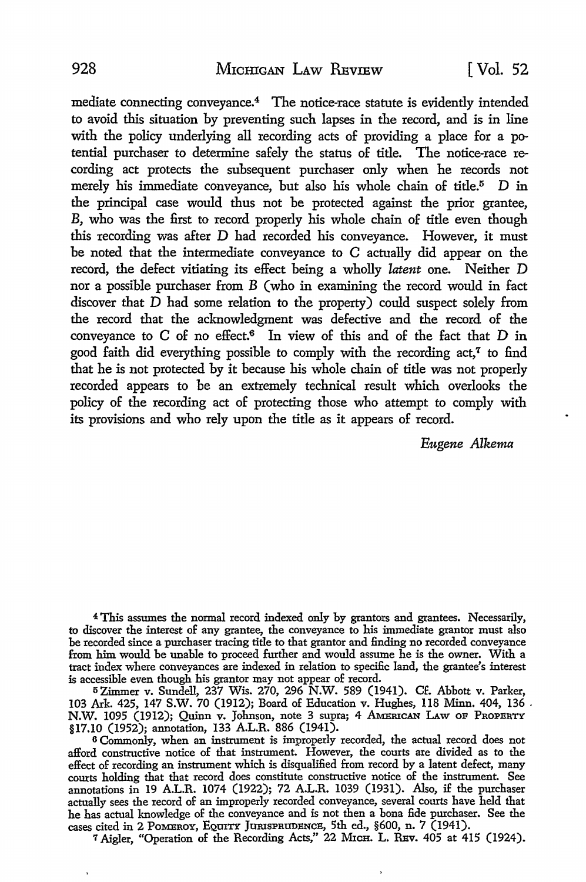mediate connecting conveyance.[4] The notice-race statute is evidently intended to avoid this situation by preventing such lapses in the record, and is in line with the policy underlying all recording acts of providing a place for a potential purchaser to determine safely the status of title. The notice-race recording act protects the subsequent purchaser only when he records not merely his immediate conveyance, but also his whole chain of title.[5] *D* in the principal case would thus not be protected against the prior grantee, *B*, who was the first to record properly his whole chain of title even though this recording was after *D* had recorded his conveyance. However, it must be noted that the intermediate conveyance to *C* actually did appear on the record, the defect vitiating its effect being a wholly *latent* one. Neither *D* nor a possible purchaser from *B* (who in examining the record would in fact discover that *D* had some relation to the property) could suspect solely from the record that the acknowledgment was defective and the record of the conveyance to *C* of no effect.[6] In view of this and of the fact that *D* in good faith did everything possible to comply with the recording act,[7] to find that he is not protected by it because his whole chain of title was not properly recorded appears to be an extremely technical result which overlooks the policy of the recording act of protecting those who attempt to comply with its provisions and who rely upon the title as it appears of record.

*Eugene Alkema*

---

[4] This assumes the normal record indexed only by grantors and grantees. Necessarily, to discover the interest of any grantee, the conveyance to his immediate grantor must also be recorded since a purchaser tracing title to that grantor and finding no recorded conveyance from him would be unable to proceed further and would assume he is the owner. With a tract index where conveyances are indexed in relation to specific land, the grantee's interest is accessible even though his grantor may not appear of record.

[5] Zimmer v. Sundell, 237 Wis. 270, 296 N.W. 589 (1941). Cf. Abbott v. Parker, 103 Ark. 425, 147 S.W. 70 (1912); Board of Education v. Hughes, 118 Minn. 404, 136 N.W. 1095 (1912); Quinn v. Johnson, note 3 supra; 4 AMERICAN LAW OF PROPERTY §17.10 (1952); annotation, 133 A.L.R. 886 (1941).

[6] Commonly, when an instrument is improperly recorded, the actual record does not afford constructive notice of that instrument. However, the courts are divided as to the effect of recording an instrument which is disqualified from record by a latent defect, many courts holding that that record does constitute constructive notice of the instrument. See annotations in 19 A.L.R. 1074 (1922); 72 A.L.R. 1039 (1931). Also, if the purchaser actually sees the record of an improperly recorded conveyance, several courts have held that he has actual knowledge of the conveyance and is not then a bona fide purchaser. See the cases cited in 2 POMEROY, EQUITY JURISPRUDENCE, 5th ed., §600, n. 7 (1941).

[7] Aigler, "Operation of the Recording Acts," 22 MICH. L. REV. 405 at 415 (1924).